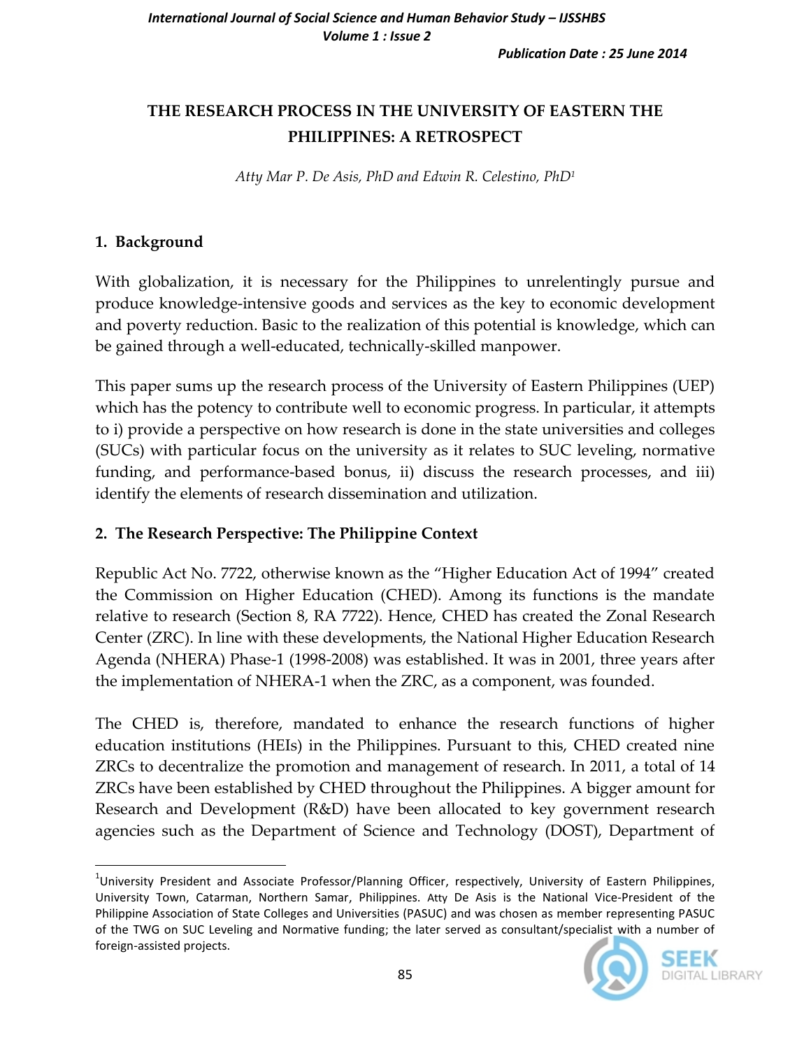# THE RESEARCH PROCESS IN THE UNIVERSITY OF EASTERN THE PHILIPPINES: A RETROSPECT

*Atty Mar P. De Asis, PhD and Edwin R. Celestino, PhD*[1]

## 1. Background

With globalization, it is necessary for the Philippines to unrelentingly pursue and produce knowledge-intensive goods and services as the key to economic development and poverty reduction. Basic to the realization of this potential is knowledge, which can be gained through a well-educated, technically-skilled manpower.

This paper sums up the research process of the University of Eastern Philippines (UEP) which has the potency to contribute well to economic progress. In particular, it attempts to i) provide a perspective on how research is done in the state universities and colleges (SUCs) with particular focus on the university as it relates to SUC leveling, normative funding, and performance-based bonus, ii) discuss the research processes, and iii) identify the elements of research dissemination and utilization.

## 2. The Research Perspective: The Philippine Context

Republic Act No. 7722, otherwise known as the "Higher Education Act of 1994" created the Commission on Higher Education (CHED). Among its functions is the mandate relative to research (Section 8, RA 7722). Hence, CHED has created the Zonal Research Center (ZRC). In line with these developments, the National Higher Education Research Agenda (NHERA) Phase-1 (1998-2008) was established. It was in 2001, three years after the implementation of NHERA-1 when the ZRC, as a component, was founded.

The CHED is, therefore, mandated to enhance the research functions of higher education institutions (HEIs) in the Philippines. Pursuant to this, CHED created nine ZRCs to decentralize the promotion and management of research. In 2011, a total of 14 ZRCs have been established by CHED throughout the Philippines. A bigger amount for Research and Development (R&D) have been allocated to key government research agencies such as the Department of Science and Technology (DOST), Department of

---

[1] University President and Associate Professor/Planning Officer, respectively, University of Eastern Philippines, University Town, Catarman, Northern Samar, Philippines. Atty De Asis is the National Vice-President of the Philippine Association of State Colleges and Universities (PASUC) and was chosen as member representing PASUC of the TWG on SUC Leveling and Normative funding; the later served as consultant/specialist with a number of foreign-assisted projects.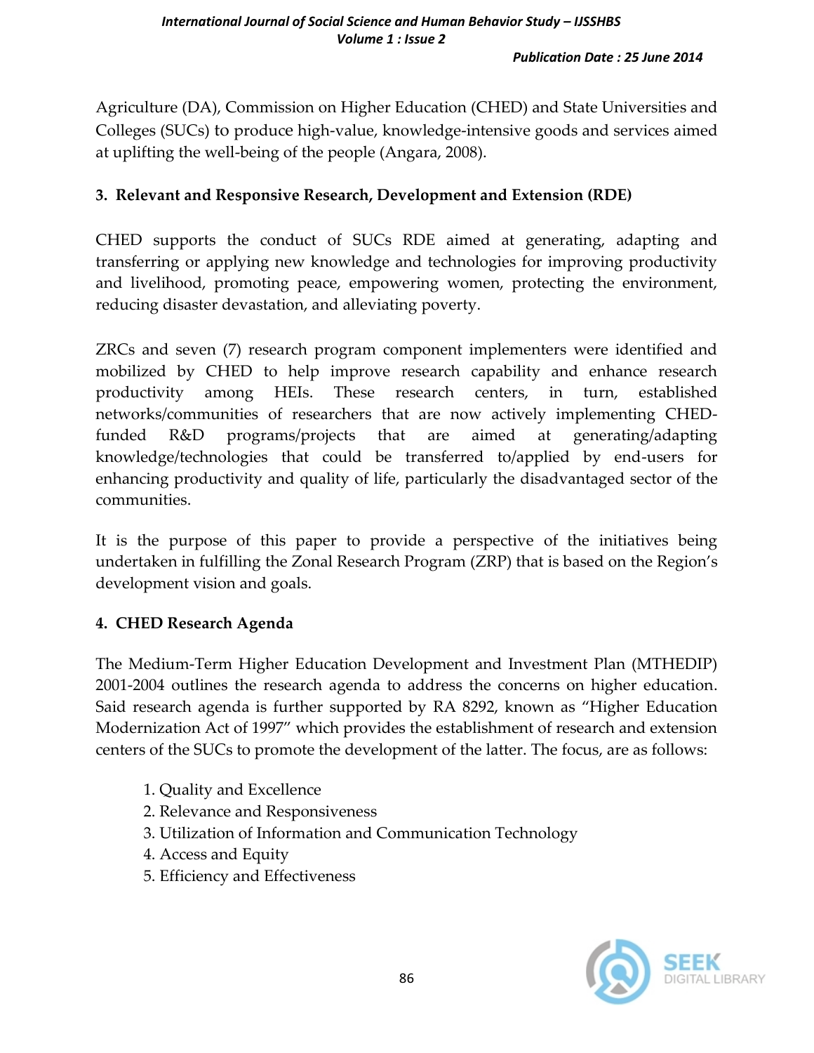Agriculture (DA), Commission on Higher Education (CHED) and State Universities and Colleges (SUCs) to produce high-value, knowledge-intensive goods and services aimed at uplifting the well-being of the people (Angara, 2008).

## 3. Relevant and Responsive Research, Development and Extension (RDE)

CHED supports the conduct of SUCs RDE aimed at generating, adapting and transferring or applying new knowledge and technologies for improving productivity and livelihood, promoting peace, empowering women, protecting the environment, reducing disaster devastation, and alleviating poverty.

ZRCs and seven (7) research program component implementers were identified and mobilized by CHED to help improve research capability and enhance research productivity among HEIs. These research centers, in turn, established networks/communities of researchers that are now actively implementing CHED-funded R&D programs/projects that are aimed at generating/adapting knowledge/technologies that could be transferred to/applied by end-users for enhancing productivity and quality of life, particularly the disadvantaged sector of the communities.

It is the purpose of this paper to provide a perspective of the initiatives being undertaken in fulfilling the Zonal Research Program (ZRP) that is based on the Region's development vision and goals.

## 4. CHED Research Agenda

The Medium-Term Higher Education Development and Investment Plan (MTHEDIP) 2001-2004 outlines the research agenda to address the concerns on higher education. Said research agenda is further supported by RA 8292, known as "Higher Education Modernization Act of 1997" which provides the establishment of research and extension centers of the SUCs to promote the development of the latter. The focus, are as follows:

1. Quality and Excellence
2. Relevance and Responsiveness
3. Utilization of Information and Communication Technology
4. Access and Equity
5. Efficiency and Effectiveness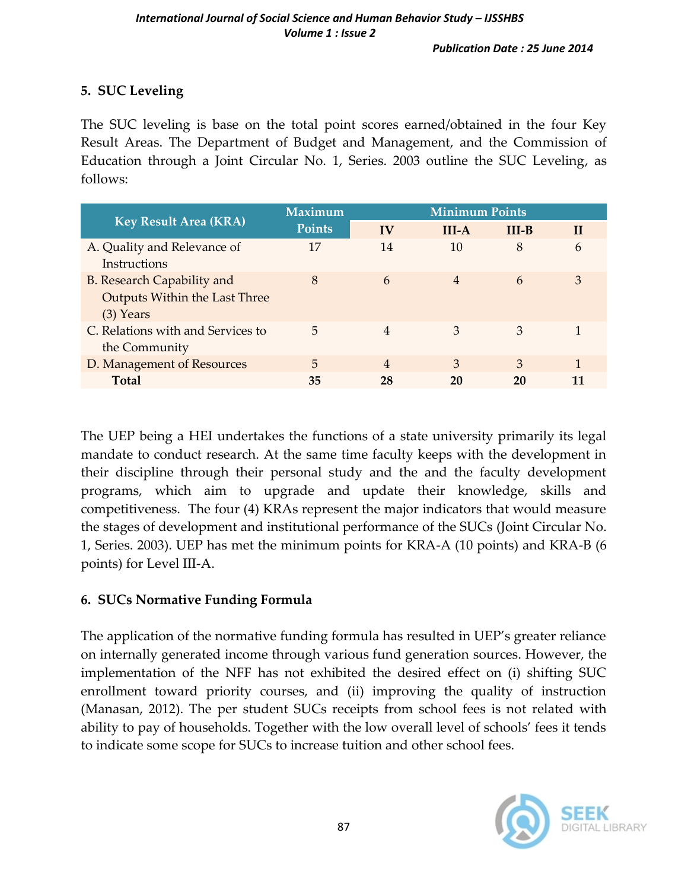## 5. SUC Leveling

The SUC leveling is base on the total point scores earned/obtained in the four Key Result Areas. The Department of Budget and Management, and the Commission of Education through a Joint Circular No. 1, Series. 2003 outline the SUC Leveling, as follows:

| Key Result Area (KRA) | Maximum Points | Minimum Points | | | |
|---|---|---|---|---|---|
| | | IV | III-A | III-B | II |
| A. Quality and Relevance of Instructions | 17 | 14 | 10 | 8 | 6 |
| B. Research Capability and Outputs Within the Last Three (3) Years | 8 | 6 | 4 | 6 | 3 |
| C. Relations with and Services to the Community | 5 | 4 | 3 | 3 | 1 |
| D. Management of Resources | 5 | 4 | 3 | 3 | 1 |
| **Total** | **35** | **28** | **20** | **20** | **11** |

The UEP being a HEI undertakes the functions of a state university primarily its legal mandate to conduct research. At the same time faculty keeps with the development in their discipline through their personal study and the and the faculty development programs, which aim to upgrade and update their knowledge, skills and competitiveness. The four (4) KRAs represent the major indicators that would measure the stages of development and institutional performance of the SUCs (Joint Circular No. 1, Series. 2003). UEP has met the minimum points for KRA-A (10 points) and KRA-B (6 points) for Level III-A.

## 6. SUCs Normative Funding Formula

The application of the normative funding formula has resulted in UEP's greater reliance on internally generated income through various fund generation sources. However, the implementation of the NFF has not exhibited the desired effect on (i) shifting SUC enrollment toward priority courses, and (ii) improving the quality of instruction (Manasan, 2012). The per student SUCs receipts from school fees is not related with ability to pay of households. Together with the low overall level of schools' fees it tends to indicate some scope for SUCs to increase tuition and other school fees.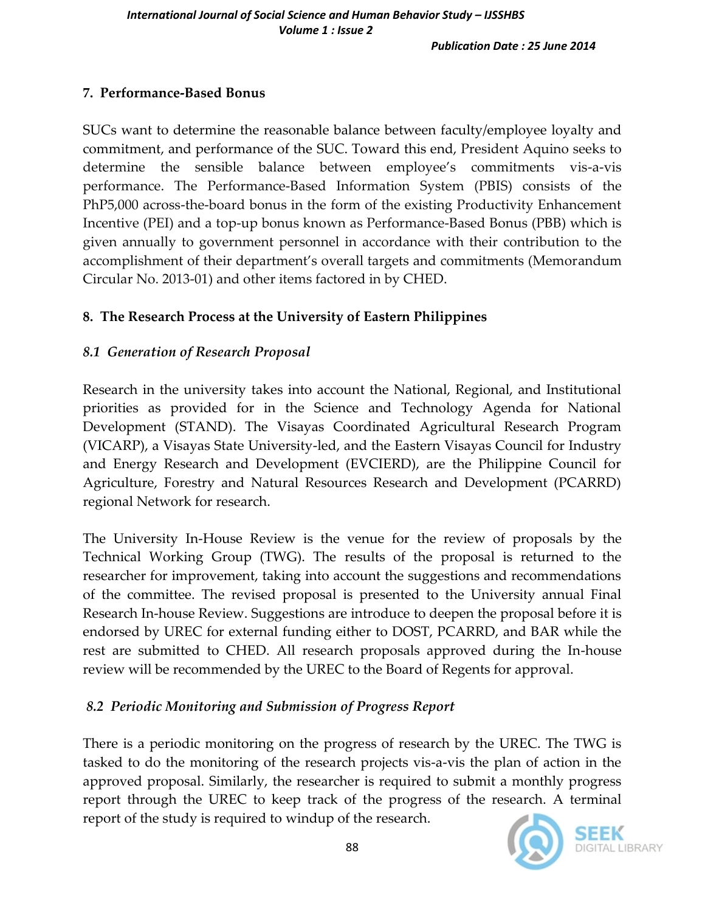## 7. Performance-Based Bonus

SUCs want to determine the reasonable balance between faculty/employee loyalty and commitment, and performance of the SUC. Toward this end, President Aquino seeks to determine the sensible balance between employee's commitments vis-a-vis performance. The Performance-Based Information System (PBIS) consists of the PhP5,000 across-the-board bonus in the form of the existing Productivity Enhancement Incentive (PEI) and a top-up bonus known as Performance-Based Bonus (PBB) which is given annually to government personnel in accordance with their contribution to the accomplishment of their department's overall targets and commitments (Memorandum Circular No. 2013-01) and other items factored in by CHED.

## 8. The Research Process at the University of Eastern Philippines

### *8.1 Generation of Research Proposal*

Research in the university takes into account the National, Regional, and Institutional priorities as provided for in the Science and Technology Agenda for National Development (STAND). The Visayas Coordinated Agricultural Research Program (VICARP), a Visayas State University-led, and the Eastern Visayas Council for Industry and Energy Research and Development (EVCIERD), are the Philippine Council for Agriculture, Forestry and Natural Resources Research and Development (PCARRD) regional Network for research.

The University In-House Review is the venue for the review of proposals by the Technical Working Group (TWG). The results of the proposal is returned to the researcher for improvement, taking into account the suggestions and recommendations of the committee. The revised proposal is presented to the University annual Final Research In-house Review. Suggestions are introduce to deepen the proposal before it is endorsed by UREC for external funding either to DOST, PCARRD, and BAR while the rest are submitted to CHED. All research proposals approved during the In-house review will be recommended by the UREC to the Board of Regents for approval.

### *8.2 Periodic Monitoring and Submission of Progress Report*

There is a periodic monitoring on the progress of research by the UREC. The TWG is tasked to do the monitoring of the research projects vis-a-vis the plan of action in the approved proposal. Similarly, the researcher is required to submit a monthly progress report through the UREC to keep track of the progress of the research. A terminal report of the study is required to windup of the research.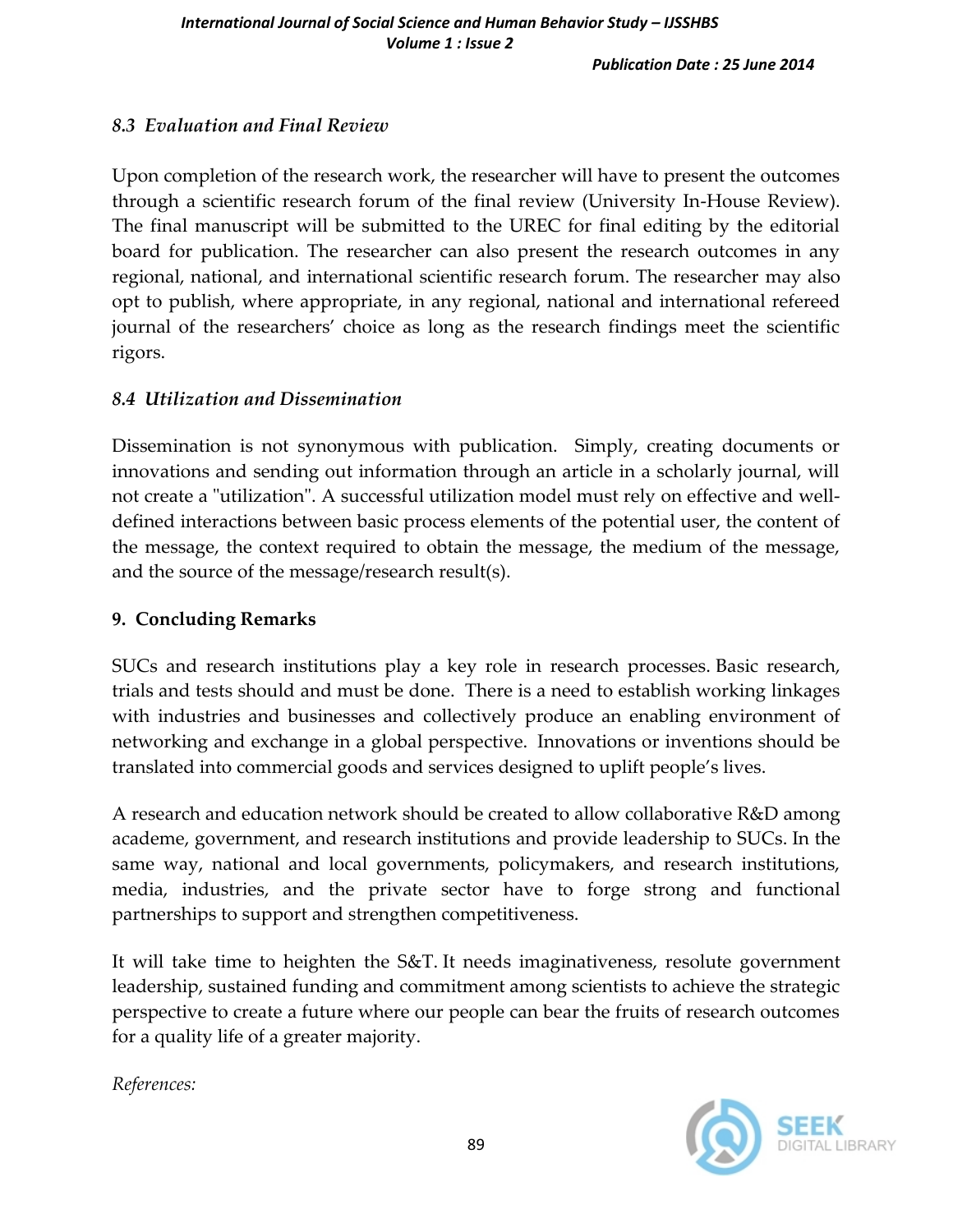### *8.3 Evaluation and Final Review*

Upon completion of the research work, the researcher will have to present the outcomes through a scientific research forum of the final review (University In-House Review). The final manuscript will be submitted to the UREC for final editing by the editorial board for publication. The researcher can also present the research outcomes in any regional, national, and international scientific research forum. The researcher may also opt to publish, where appropriate, in any regional, national and international refereed journal of the researchers' choice as long as the research findings meet the scientific rigors.

### *8.4 Utilization and Dissemination*

Dissemination is not synonymous with publication. Simply, creating documents or innovations and sending out information through an article in a scholarly journal, will not create a "utilization". A successful utilization model must rely on effective and well-defined interactions between basic process elements of the potential user, the content of the message, the context required to obtain the message, the medium of the message, and the source of the message/research result(s).

## 9. Concluding Remarks

SUCs and research institutions play a key role in research processes. Basic research, trials and tests should and must be done. There is a need to establish working linkages with industries and businesses and collectively produce an enabling environment of networking and exchange in a global perspective. Innovations or inventions should be translated into commercial goods and services designed to uplift people's lives.

A research and education network should be created to allow collaborative R&D among academe, government, and research institutions and provide leadership to SUCs. In the same way, national and local governments, policymakers, and research institutions, media, industries, and the private sector have to forge strong and functional partnerships to support and strengthen competitiveness.

It will take time to heighten the S&T. It needs imaginativeness, resolute government leadership, sustained funding and commitment among scientists to achieve the strategic perspective to create a future where our people can bear the fruits of research outcomes for a quality life of a greater majority.

*References:*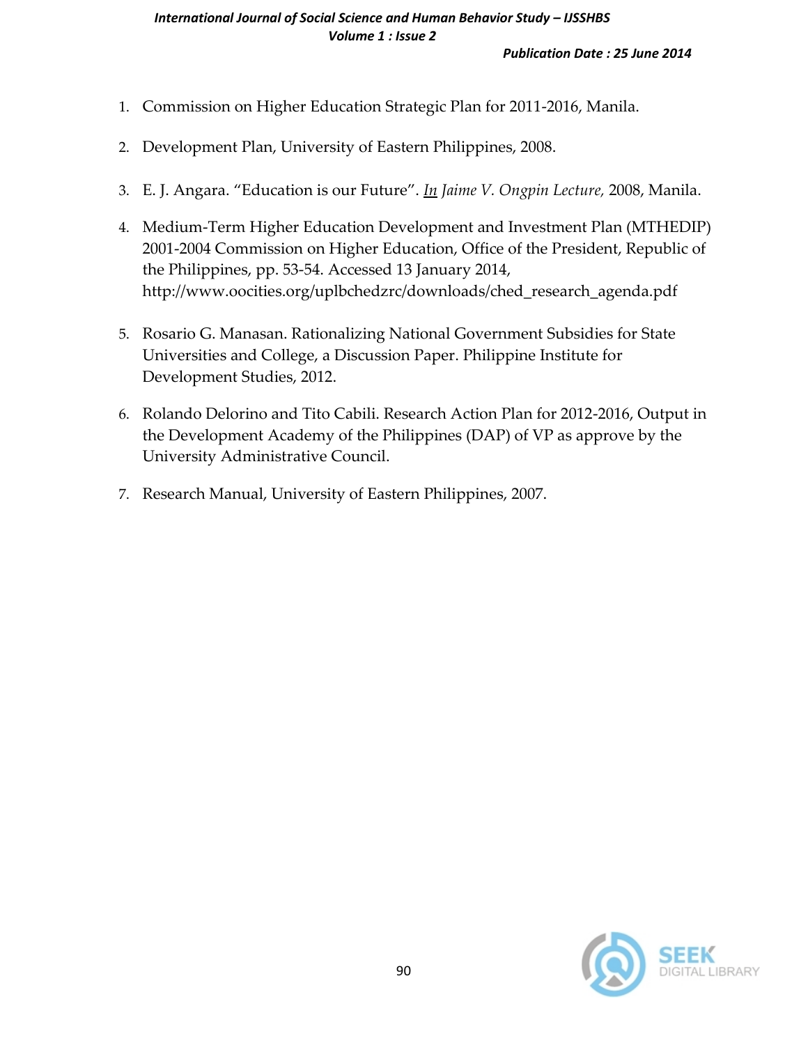1. Commission on Higher Education Strategic Plan for 2011-2016, Manila.

2. Development Plan, University of Eastern Philippines, 2008.

3. E. J. Angara. "Education is our Future". *In Jaime V. Ongpin Lecture,* 2008, Manila.

4. Medium-Term Higher Education Development and Investment Plan (MTHEDIP) 2001-2004 Commission on Higher Education, Office of the President, Republic of the Philippines, pp. 53-54. Accessed 13 January 2014, http://www.oocities.org/uplbchedzrc/downloads/ched_research_agenda.pdf

5. Rosario G. Manasan. Rationalizing National Government Subsidies for State Universities and College, a Discussion Paper. Philippine Institute for Development Studies, 2012.

6. Rolando Delorino and Tito Cabili. Research Action Plan for 2012-2016, Output in the Development Academy of the Philippines (DAP) of VP as approve by the University Administrative Council.

7. Research Manual, University of Eastern Philippines, 2007.